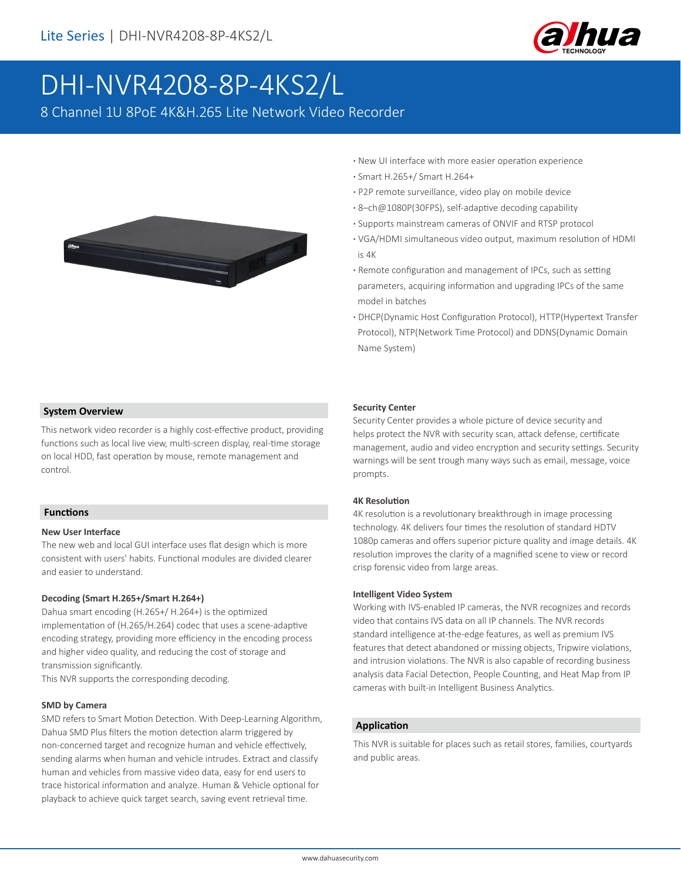Lite Series | DHI-NVR4208-8P-4KS2/L

# DHI-NVR4208-8P-4KS2/L

8 Channel 1U 8PoE 4K&H.265 Lite Network Video Recorder

- New UI interface with more easier operation experience
- Smart H.265+/ Smart H.264+
- P2P remote surveillance, video play on mobile device
- 8–ch@1080P(30FPS), self-adaptive decoding capability
- Supports mainstream cameras of ONVIF and RTSP protocol
- VGA/HDMI simultaneous video output, maximum resolution of HDMI is 4K
- Remote configuration and management of IPCs, such as setting parameters, acquiring information and upgrading IPCs of the same model in batches
- DHCP(Dynamic Host Configuration Protocol), HTTP(Hypertext Transfer Protocol), NTP(Network Time Protocol) and DDNS(Dynamic Domain Name System)

## System Overview

This network video recorder is a highly cost-effective product, providing functions such as local live view, multi-screen display, real-time storage on local HDD, fast operation by mouse, remote management and control.

## Functions

### New User Interface

The new web and local GUI interface uses flat design which is more consistent with users' habits. Functional modules are divided clearer and easier to understand.

### Decoding (Smart H.265+/Smart H.264+)

Dahua smart encoding (H.265+/ H.264+) is the optimized implementation of (H.265/H.264) codec that uses a scene-adaptive encoding strategy, providing more efficiency in the encoding process and higher video quality, and reducing the cost of storage and transmission significantly.
This NVR supports the corresponding decoding.

### SMD by Camera

SMD refers to Smart Motion Detection. With Deep-Learning Algorithm, Dahua SMD Plus filters the motion detection alarm triggered by non-concerned target and recognize human and vehicle effectively, sending alarms when human and vehicle intrudes. Extract and classify human and vehicles from massive video data, easy for end users to trace historical information and analyze. Human & Vehicle optional for playback to achieve quick target search, saving event retrieval time.

### Security Center

Security Center provides a whole picture of device security and helps protect the NVR with security scan, attack defense, certificate management, audio and video encryption and security settings. Security warnings will be sent trough many ways such as email, message, voice prompts.

### 4K Resolution

4K resolution is a revolutionary breakthrough in image processing technology. 4K delivers four times the resolution of standard HDTV 1080p cameras and offers superior picture quality and image details. 4K resolution improves the clarity of a magnified scene to view or record crisp forensic video from large areas.

### Intelligent Video System

Working with IVS-enabled IP cameras, the NVR recognizes and records video that contains IVS data on all IP channels. The NVR records standard intelligence at-the-edge features, as well as premium IVS features that detect abandoned or missing objects, Tripwire violations, and intrusion violations. The NVR is also capable of recording business analysis data Facial Detection, People Counting, and Heat Map from IP cameras with built-in Intelligent Business Analytics.

## Application

This NVR is suitable for places such as retail stores, families, courtyards and public areas.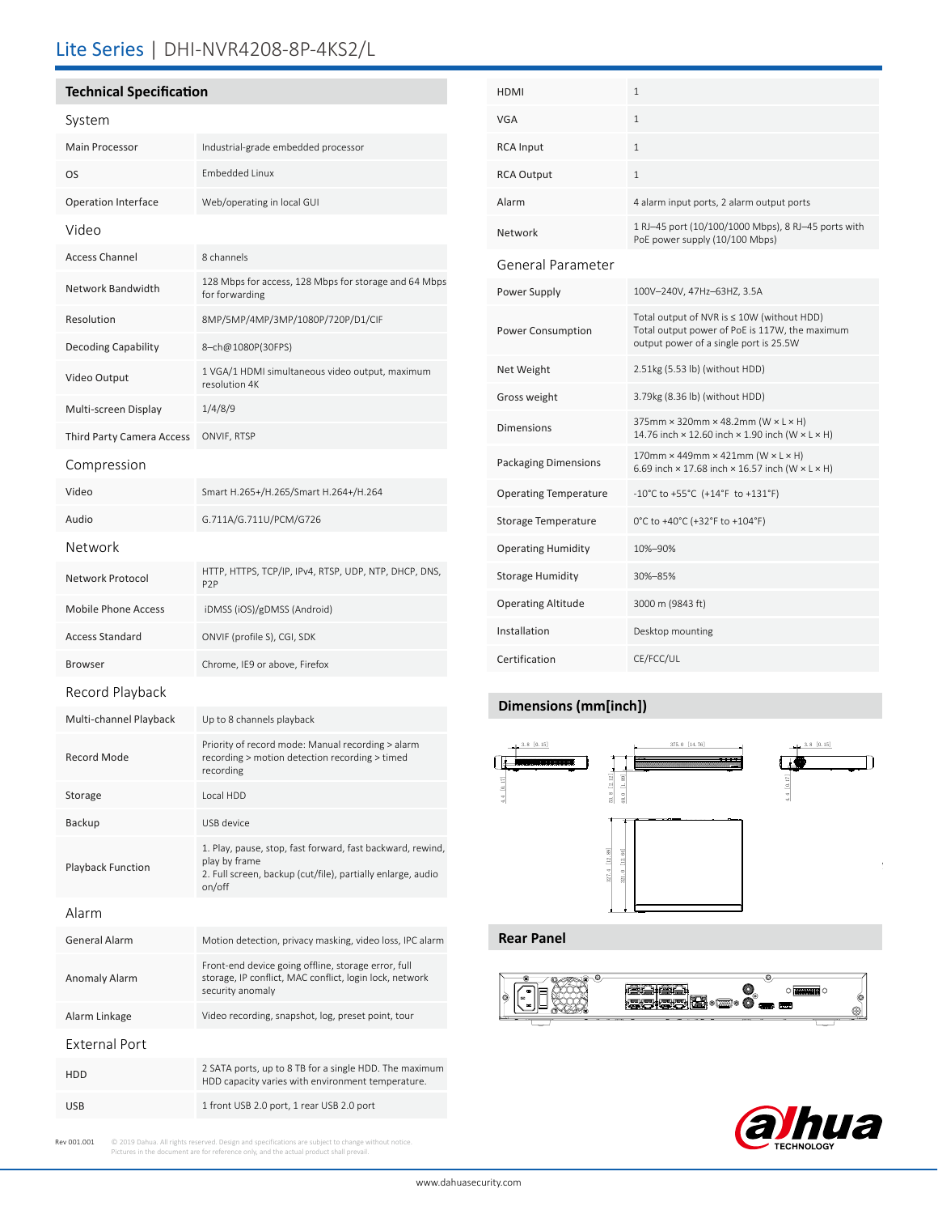# Lite Series | DHI-NVR4208-8P-4KS2/L

## Technical Specification

### System

| | |
|---|---|
| Main Processor | Industrial-grade embedded processor |
| OS | Embedded Linux |
| Operation Interface | Web/operating in local GUI |

### Video

| | |
|---|---|
| Access Channel | 8 channels |
| Network Bandwidth | 128 Mbps for access, 128 Mbps for storage and 64 Mbps for forwarding |
| Resolution | 8MP/5MP/4MP/3MP/1080P/720P/D1/CIF |
| Decoding Capability | 8–ch@1080P(30FPS) |
| Video Output | 1 VGA/1 HDMI simultaneous video output, maximum resolution 4K |
| Multi-screen Display | 1/4/8/9 |
| Third Party Camera Access | ONVIF, RTSP |

### Compression

| | |
|---|---|
| Video | Smart H.265+/H.265/Smart H.264+/H.264 |
| Audio | G.711A/G.711U/PCM/G726 |

### Network

| | |
|---|---|
| Network Protocol | HTTP, HTTPS, TCP/IP, IPv4, RTSP, UDP, NTP, DHCP, DNS, P2P |
| Mobile Phone Access | iDMSS (iOS)/gDMSS (Android) |
| Access Standard | ONVIF (profile S), CGI, SDK |
| Browser | Chrome, IE9 or above, Firefox |

### Record Playback

| | |
|---|---|
| Multi-channel Playback | Up to 8 channels playback |
| Record Mode | Priority of record mode: Manual recording > alarm recording > motion detection recording > timed recording |
| Storage | Local HDD |
| Backup | USB device |
| Playback Function | 1. Play, pause, stop, fast forward, fast backward, rewind, play by frame<br>2. Full screen, backup (cut/file), partially enlarge, audio on/off |

### Alarm

| | |
|---|---|
| General Alarm | Motion detection, privacy masking, video loss, IPC alarm |
| Anomaly Alarm | Front-end device going offline, storage error, full storage, IP conflict, MAC conflict, login lock, network security anomaly |
| Alarm Linkage | Video recording, snapshot, log, preset point, tour |

### External Port

| | |
|---|---|
| HDD | 2 SATA ports, up to 8 TB for a single HDD. The maximum HDD capacity varies with environment temperature. |
| USB | 1 front USB 2.0 port, 1 rear USB 2.0 port |
| HDMI | 1 |
| VGA | 1 |
| RCA Input | 1 |
| RCA Output | 1 |
| Alarm | 4 alarm input ports, 2 alarm output ports |
| Network | 1 RJ–45 port (10/100/1000 Mbps), 8 RJ–45 ports with PoE power supply (10/100 Mbps) |

### General Parameter

| | |
|---|---|
| Power Supply | 100V–240V, 47Hz–63HZ, 3.5A |
| Power Consumption | Total output of NVR is ≤ 10W (without HDD)<br>Total output power of PoE is 117W, the maximum output power of a single port is 25.5W |
| Net Weight | 2.51kg (5.53 lb) (without HDD) |
| Gross weight | 3.79kg (8.36 lb) (without HDD) |
| Dimensions | 375mm × 320mm × 48.2mm (W × L × H)<br>14.76 inch × 12.60 inch × 1.90 inch (W × L × H) |
| Packaging Dimensions | 170mm × 449mm × 421mm (W × L × H)<br>6.69 inch × 17.68 inch × 16.57 inch (W × L × H) |
| Operating Temperature | -10°C to +55°C (+14°F to +131°F) |
| Storage Temperature | 0°C to +40°C (+32°F to +104°F) |
| Operating Humidity | 10%–90% |
| Storage Humidity | 30%–85% |
| Operating Altitude | 3000 m (9843 ft) |
| Installation | Desktop mounting |
| Certification | CE/FCC/UL |

## Dimensions (mm[inch])

3.8 [0.15]
375.0 [14.76]
3.8 [0.15]
4.4 [0.17]
53.8 [2.12]
48.0 [1.89]
4.4 [0.17]
327.4 [12.89]
321.0 [12.64]

## Rear Panel

Rev 001.001 © 2019 Dahua. All rights reserved. Design and specifications are subject to change without notice. Pictures in the document are for reference only, and the actual product shall prevail.

www.dahuasecurity.com